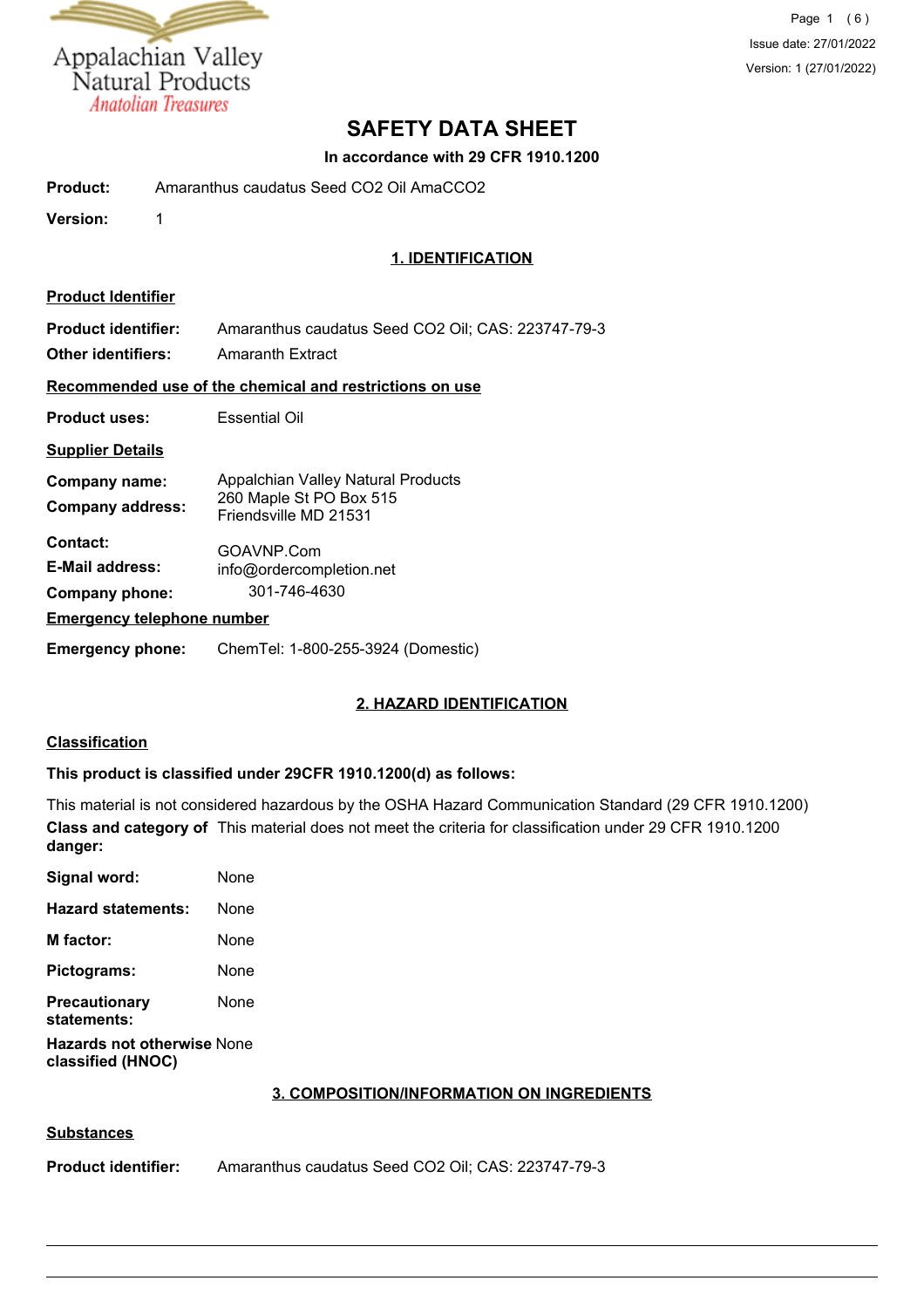# SAFETY DATA SHEET

**In accordance with 29 CFR 1910.1200**

**Product:** Amaranthus caudatus Seed CO2 Oil AmaCCO2

**Version:** 1

## 1. IDENTIFICATION

### Product Identifier

**Product identifier:** Amaranthus caudatus Seed CO2 Oil; CAS: 223747-79-3

**Other identifiers:** Amaranth Extract

### Recommended use of the chemical and restrictions on use

**Product uses:** Essential Oil

### Supplier Details

**Company name:** Appalachian Valley Natural Products

**Company address:** 260 Maple St PO Box 515
Friendsville MD 21531

**Contact:** GOAVNP.Com

**E-Mail address:** info@ordercompletion.net

**Company phone:** 301-746-4630

### Emergency telephone number

**Emergency phone:** ChemTel: 1-800-255-3924 (Domestic)

## 2. HAZARD IDENTIFICATION

### Classification

**This product is classified under 29CFR 1910.1200(d) as follows:**

This material is not considered hazardous by the OSHA Hazard Communication Standard (29 CFR 1910.1200)

**Class and category of danger:** This material does not meet the criteria for classification under 29 CFR 1910.1200

**Signal word:** None

**Hazard statements:** None

**M factor:** None

**Pictograms:** None

**Precautionary statements:** None

**Hazards not otherwise classified (HNOC)** None

## 3. COMPOSITION/INFORMATION ON INGREDIENTS

### Substances

**Product identifier:** Amaranthus caudatus Seed CO2 Oil; CAS: 223747-79-3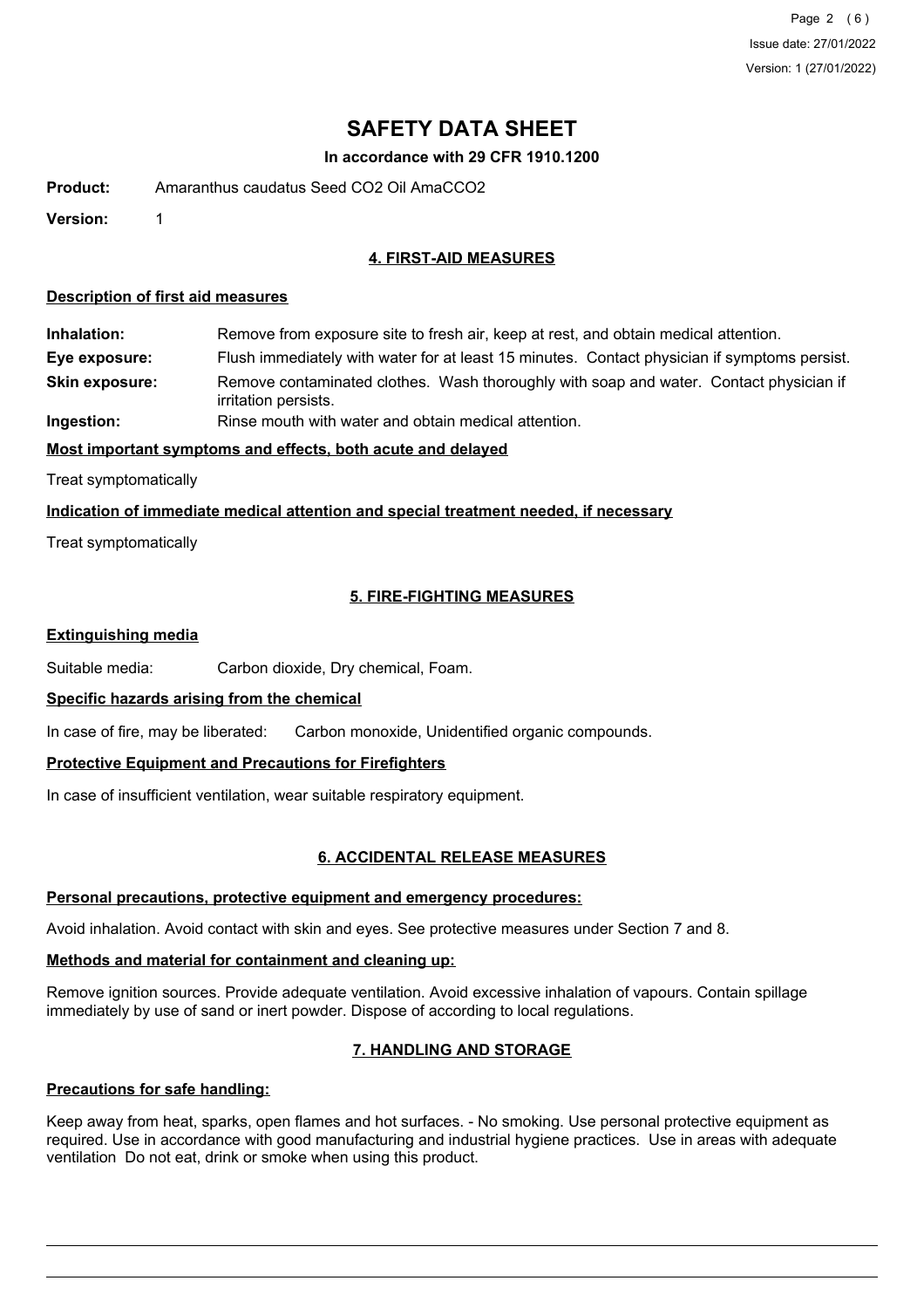# SAFETY DATA SHEET

**In accordance with 29 CFR 1910.1200**

**Product:** Amaranthus caudatus Seed CO2 Oil AmaCCO2

**Version:** 1

## 4. FIRST-AID MEASURES

### Description of first aid measures

**Inhalation:** Remove from exposure site to fresh air, keep at rest, and obtain medical attention.

**Eye exposure:** Flush immediately with water for at least 15 minutes. Contact physician if symptoms persist.

**Skin exposure:** Remove contaminated clothes. Wash thoroughly with soap and water. Contact physician if irritation persists.

**Ingestion:** Rinse mouth with water and obtain medical attention.

### Most important symptoms and effects, both acute and delayed

Treat symptomatically

### Indication of immediate medical attention and special treatment needed, if necessary

Treat symptomatically

## 5. FIRE-FIGHTING MEASURES

### Extinguishing media

Suitable media: Carbon dioxide, Dry chemical, Foam.

### Specific hazards arising from the chemical

In case of fire, may be liberated: Carbon monoxide, Unidentified organic compounds.

### Protective Equipment and Precautions for Firefighters

In case of insufficient ventilation, wear suitable respiratory equipment.

## 6. ACCIDENTAL RELEASE MEASURES

### Personal precautions, protective equipment and emergency procedures:

Avoid inhalation. Avoid contact with skin and eyes. See protective measures under Section 7 and 8.

### Methods and material for containment and cleaning up:

Remove ignition sources. Provide adequate ventilation. Avoid excessive inhalation of vapours. Contain spillage immediately by use of sand or inert powder. Dispose of according to local regulations.

## 7. HANDLING AND STORAGE

### Precautions for safe handling:

Keep away from heat, sparks, open flames and hot surfaces. - No smoking. Use personal protective equipment as required. Use in accordance with good manufacturing and industrial hygiene practices. Use in areas with adequate ventilation Do not eat, drink or smoke when using this product.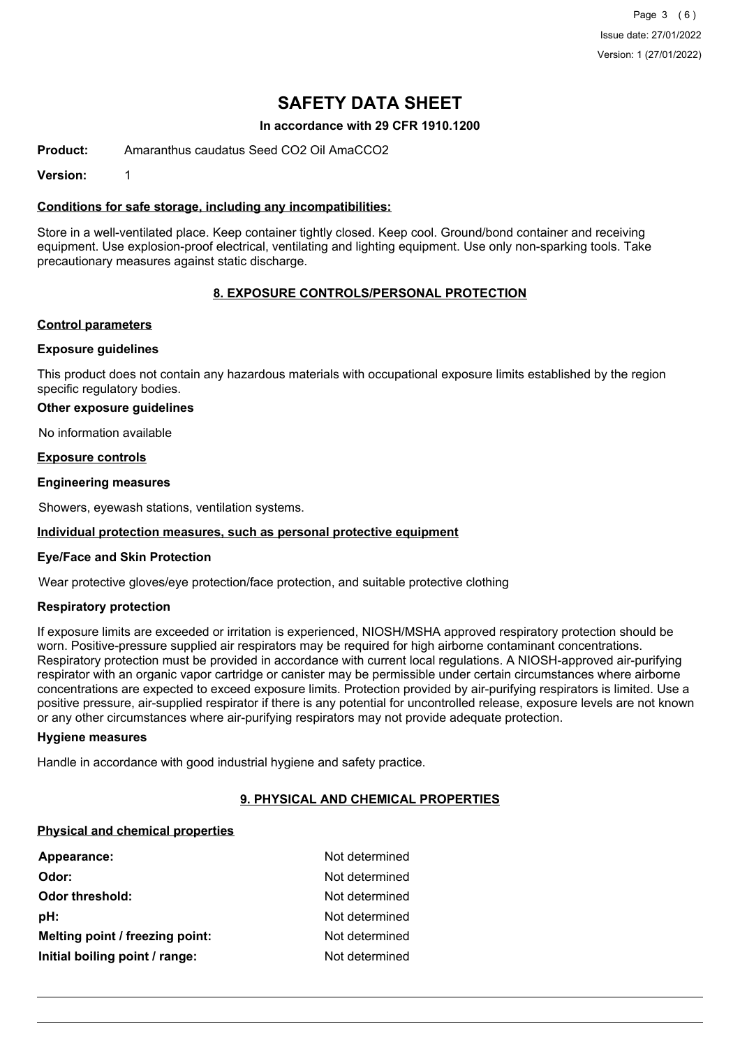# SAFETY DATA SHEET

**In accordance with 29 CFR 1910.1200**

**Product:** Amaranthus caudatus Seed CO2 Oil AmaCCO2

**Version:** 1

### Conditions for safe storage, including any incompatibilities:

Store in a well-ventilated place. Keep container tightly closed. Keep cool. Ground/bond container and receiving equipment. Use explosion-proof electrical, ventilating and lighting equipment. Use only non-sparking tools. Take precautionary measures against static discharge.

## 8. EXPOSURE CONTROLS/PERSONAL PROTECTION

### Control parameters

**Exposure guidelines**

This product does not contain any hazardous materials with occupational exposure limits established by the region specific regulatory bodies.

**Other exposure guidelines**

No information available

### Exposure controls

**Engineering measures**

Showers, eyewash stations, ventilation systems.

### Individual protection measures, such as personal protective equipment

**Eye/Face and Skin Protection**

Wear protective gloves/eye protection/face protection, and suitable protective clothing

**Respiratory protection**

If exposure limits are exceeded or irritation is experienced, NIOSH/MSHA approved respiratory protection should be worn. Positive-pressure supplied air respirators may be required for high airborne contaminant concentrations. Respiratory protection must be provided in accordance with current local regulations. A NIOSH-approved air-purifying respirator with an organic vapor cartridge or canister may be permissible under certain circumstances where airborne concentrations are expected to exceed exposure limits. Protection provided by air-purifying respirators is limited. Use a positive pressure, air-supplied respirator if there is any potential for uncontrolled release, exposure levels are not known or any other circumstances where air-purifying respirators may not provide adequate protection.

**Hygiene measures**

Handle in accordance with good industrial hygiene and safety practice.

## 9. PHYSICAL AND CHEMICAL PROPERTIES

### Physical and chemical properties

| | |
|---|---|
| **Appearance:** | Not determined |
| **Odor:** | Not determined |
| **Odor threshold:** | Not determined |
| **pH:** | Not determined |
| **Melting point / freezing point:** | Not determined |
| **Initial boiling point / range:** | Not determined |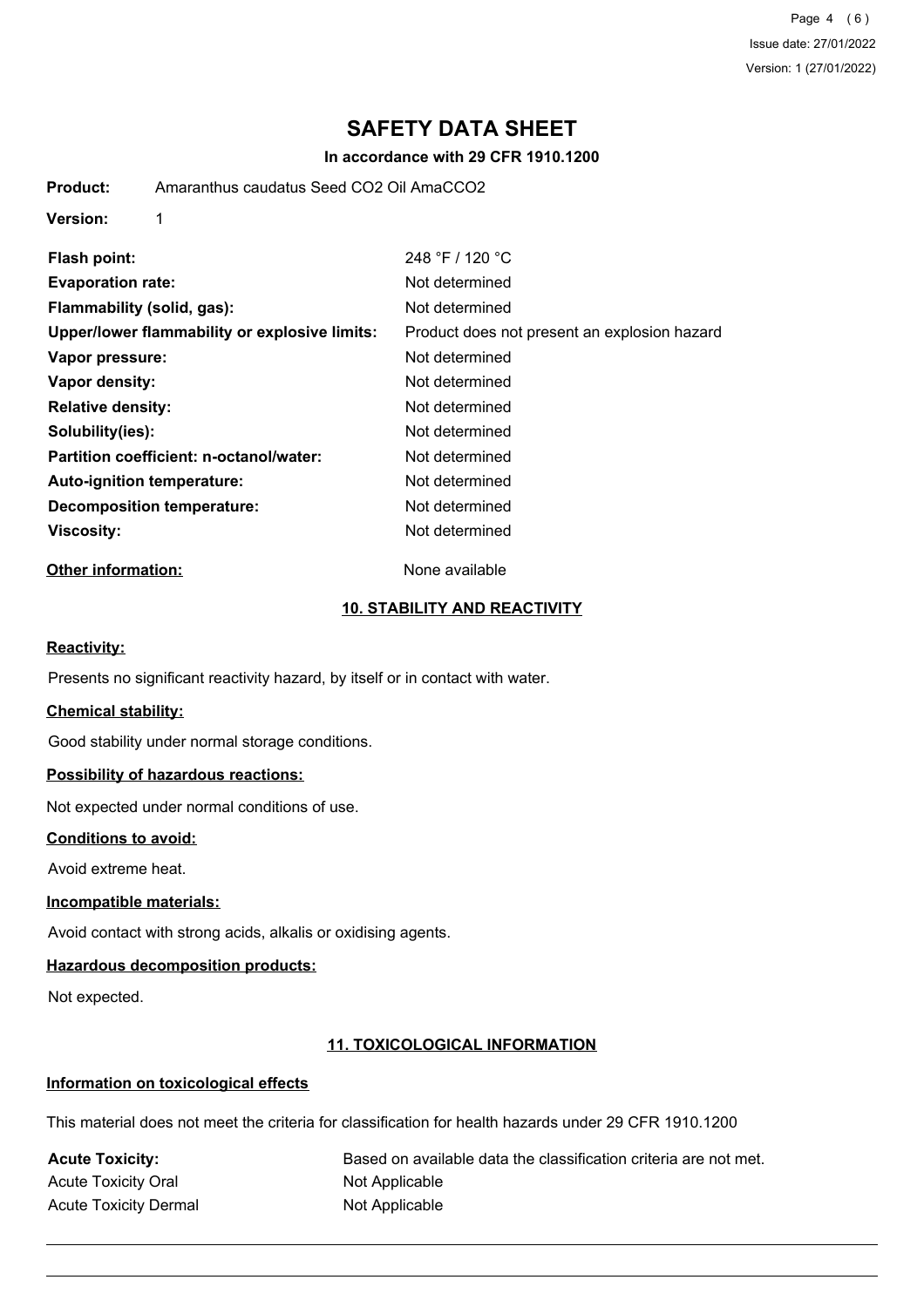# SAFETY DATA SHEET

**In accordance with 29 CFR 1910.1200**

**Product:** Amaranthus caudatus Seed CO2 Oil AmaCCO2

**Version:** 1

| | |
|---|---|
| **Flash point:** | 248 °F / 120 °C |
| **Evaporation rate:** | Not determined |
| **Flammability (solid, gas):** | Not determined |
| **Upper/lower flammability or explosive limits:** | Product does not present an explosion hazard |
| **Vapor pressure:** | Not determined |
| **Vapor density:** | Not determined |
| **Relative density:** | Not determined |
| **Solubility(ies):** | Not determined |
| **Partition coefficient: n-octanol/water:** | Not determined |
| **Auto-ignition temperature:** | Not determined |
| **Decomposition temperature:** | Not determined |
| **Viscosity:** | Not determined |

**Other information:** None available

## 10. STABILITY AND REACTIVITY

**Reactivity:**

Presents no significant reactivity hazard, by itself or in contact with water.

**Chemical stability:**

Good stability under normal storage conditions.

**Possibility of hazardous reactions:**

Not expected under normal conditions of use.

**Conditions to avoid:**

Avoid extreme heat.

**Incompatible materials:**

Avoid contact with strong acids, alkalis or oxidising agents.

**Hazardous decomposition products:**

Not expected.

## 11. TOXICOLOGICAL INFORMATION

**Information on toxicological effects**

This material does not meet the criteria for classification for health hazards under 29 CFR 1910.1200

| | |
|---|---|
| **Acute Toxicity:** | Based on available data the classification criteria are not met. |
| Acute Toxicity Oral | Not Applicable |
| Acute Toxicity Dermal | Not Applicable |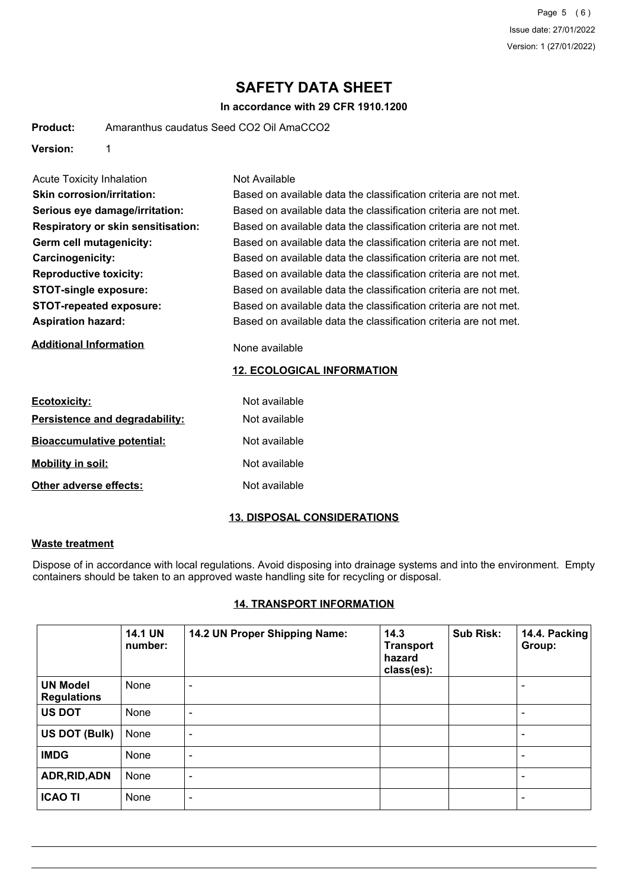# SAFETY DATA SHEET

**In accordance with 29 CFR 1910.1200**

**Product:** Amaranthus caudatus Seed CO2 Oil AmaCCO2

**Version:** 1

Acute Toxicity Inhalation: Not Available

**Skin corrosion/irritation:** Based on available data the classification criteria are not met.

**Serious eye damage/irritation:** Based on available data the classification criteria are not met.

**Respiratory or skin sensitisation:** Based on available data the classification criteria are not met.

**Germ cell mutagenicity:** Based on available data the classification criteria are not met.

**Carcinogenicity:** Based on available data the classification criteria are not met.

**Reproductive toxicity:** Based on available data the classification criteria are not met.

**STOT-single exposure:** Based on available data the classification criteria are not met.

**STOT-repeated exposure:** Based on available data the classification criteria are not met.

**Aspiration hazard:** Based on available data the classification criteria are not met.

**Additional Information**

None available

## 12. ECOLOGICAL INFORMATION

**Ecotoxicity:** Not available

**Persistence and degradability:** Not available

**Bioaccumulative potential:** Not available

**Mobility in soil:** Not available

**Other adverse effects:** Not available

## 13. DISPOSAL CONSIDERATIONS

**Waste treatment**

Dispose of in accordance with local regulations. Avoid disposing into drainage systems and into the environment. Empty containers should be taken to an approved waste handling site for recycling or disposal.

## 14. TRANSPORT INFORMATION

| | 14.1 UN number: | 14.2 UN Proper Shipping Name: | 14.3 Transport hazard class(es): | Sub Risk: | 14.4. Packing Group: |
|---|---|---|---|---|---|
| **UN Model Regulations** | None | - | | | - |
| **US DOT** | None | - | | | - |
| **US DOT (Bulk)** | None | - | | | - |
| **IMDG** | None | - | | | - |
| **ADR,RID,ADN** | None | - | | | - |
| **ICAO TI** | None | - | | | - |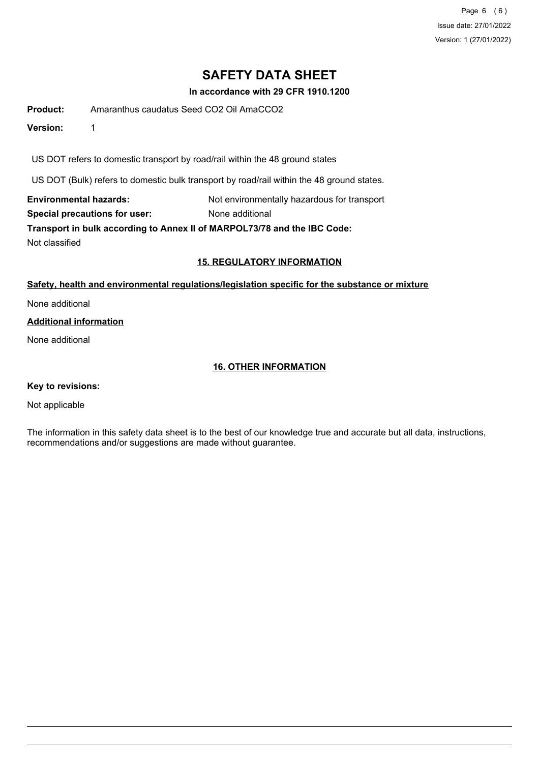# SAFETY DATA SHEET

**In accordance with 29 CFR 1910.1200**

**Product:** Amaranthus caudatus Seed CO2 Oil AmaCCO2

**Version:** 1

US DOT refers to domestic transport by road/rail within the 48 ground states

US DOT (Bulk) refers to domestic bulk transport by road/rail within the 48 ground states.

**Environmental hazards:** Not environmentally hazardous for transport

**Special precautions for user:** None additional

**Transport in bulk according to Annex II of MARPOL73/78 and the IBC Code:**

Not classified

## 15. REGULATORY INFORMATION

**Safety, health and environmental regulations/legislation specific for the substance or mixture**

None additional

**Additional information**

None additional

## 16. OTHER INFORMATION

**Key to revisions:**

Not applicable

The information in this safety data sheet is to the best of our knowledge true and accurate but all data, instructions, recommendations and/or suggestions are made without guarantee.